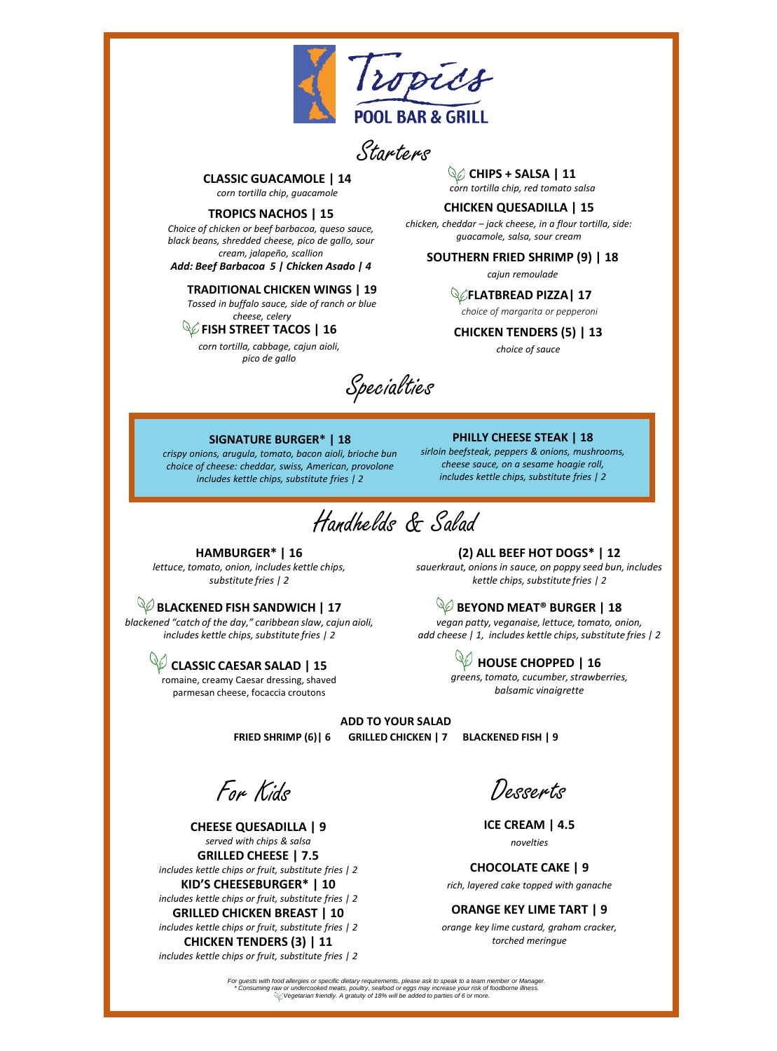# Tropics

## POOL BAR & GRILL

## Starters

**CLASSIC GUACAMOLE | 14**
*corn tortilla chip, guacamole*

**TROPICS NACHOS | 15**
*Choice of chicken or beef barbacoa, queso sauce, black beans, shredded cheese, pico de gallo, sour cream, jalapeño, scallion*
***Add: Beef Barbacoa 5 | Chicken Asado | 4***

**TRADITIONAL CHICKEN WINGS | 19**
*Tossed in buffalo sauce, side of ranch or blue cheese, celery*

**FISH STREET TACOS | 16**
*corn tortilla, cabbage, cajun aioli, pico de gallo*

**CHIPS + SALSA | 11**
*corn tortilla chip, red tomato salsa*

**CHICKEN QUESADILLA | 15**
*chicken, cheddar – jack cheese, in a flour tortilla, side: guacamole, salsa, sour cream*

**SOUTHERN FRIED SHRIMP (9) | 18**
*cajun remoulade*

**FLATBREAD PIZZA| 17**
*choice of margarita or pepperoni*

**CHICKEN TENDERS (5) | 13**
*choice of sauce*

## Specialties

**SIGNATURE BURGER* | 18**
*crispy onions, arugula, tomato, bacon aioli, brioche bun choice of cheese: cheddar, swiss, American, provolone includes kettle chips, substitute fries | 2*

**PHILLY CHEESE STEAK | 18**
*sirloin beefsteak, peppers & onions, mushrooms, cheese sauce, on a sesame hoagie roll, includes kettle chips, substitute fries | 2*

## Handhelds & Salad

**HAMBURGER* | 16**
*lettuce, tomato, onion, includes kettle chips, substitute fries | 2*

**BLACKENED FISH SANDWICH | 17**
*blackened "catch of the day," caribbean slaw, cajun aioli, includes kettle chips, substitute fries | 2*

**CLASSIC CAESAR SALAD | 15**
romaine, creamy Caesar dressing, shaved parmesan cheese, focaccia croutons

**(2) ALL BEEF HOT DOGS* | 12**
*sauerkraut, onions in sauce, on poppy seed bun, includes kettle chips, substitute fries | 2*

**BEYOND MEAT® BURGER | 18**
*vegan patty, veganaise, lettuce, tomato, onion, add cheese | 1, includes kettle chips, substitute fries | 2*

**HOUSE CHOPPED | 16**
*greens, tomato, cucumber, strawberries, balsamic vinaigrette*

**ADD TO YOUR SALAD**
**FRIED SHRIMP (6)| 6 GRILLED CHICKEN | 7 BLACKENED FISH | 9**

## For Kids

**CHEESE QUESADILLA | 9**
*served with chips & salsa*

**GRILLED CHEESE | 7.5**
*includes kettle chips or fruit, substitute fries | 2*

**KID'S CHEESEBURGER* | 10**
*includes kettle chips or fruit, substitute fries | 2*

**GRILLED CHICKEN BREAST | 10**
*includes kettle chips or fruit, substitute fries | 2*

**CHICKEN TENDERS (3) | 11**
*includes kettle chips or fruit, substitute fries | 2*

## Desserts

**ICE CREAM | 4.5**
*novelties*

**CHOCOLATE CAKE | 9**
*rich, layered cake topped with ganache*

**ORANGE KEY LIME TART | 9**
*orange key lime custard, graham cracker, torched meringue*

*For guests with food allergies or specific dietary requirements, please ask to speak to a team member or Manager.*
** Consuming raw or undercooked meats, poultry, seafood or eggs may increase your risk of foodborne illness.*
*Vegetarian friendly. A gratuity of 18% will be added to parties of 6 or more.*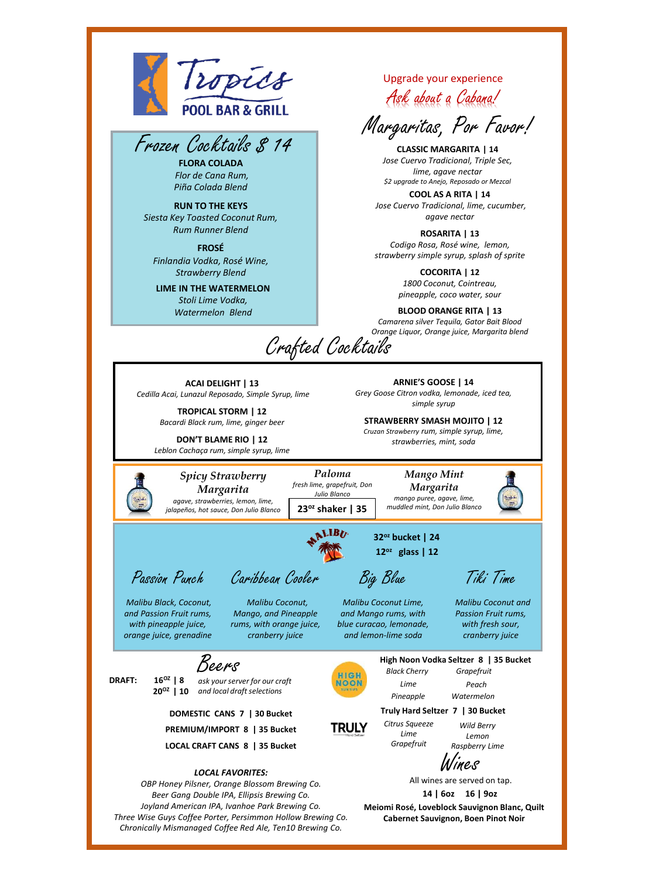# Tropics POOL BAR & GRILL

Upgrade your experience

*Ask about a Cabana!*

## Frozen Cocktails $ 14

**FLORA COLADA**
*Flor de Cana Rum, Piña Colada Blend*

**RUN TO THE KEYS**
*Siesta Key Toasted Coconut Rum, Rum Runner Blend*

**FROSÉ**
*Finlandia Vodka, Rosé Wine, Strawberry Blend*

**LIME IN THE WATERMELON**
*Stoli Lime Vodka, Watermelon Blend*

## Margaritas, Por Favor!

**CLASSIC MARGARITA | 14**
*Jose Cuervo Tradicional, Triple Sec, lime, agave nectar*
*$2 upgrade to Anejo, Reposado or Mezcal*

**COOL AS A RITA | 14**
*Jose Cuervo Tradicional, lime, cucumber, agave nectar*

**ROSARITA | 13**
*Codigo Rosa, Rosé wine, lemon, strawberry simple syrup, splash of sprite*

**COCORITA | 12**
*1800 Coconut, Cointreau, pineapple, coco water, sour*

**BLOOD ORANGE RITA | 13**
*Camarena silver Tequila, Gator Bait Blood Orange Liquor, Orange juice, Margarita blend*

## Crafted Cocktails

**ACAI DELIGHT | 13**
*Cedilla Acai, Lunazul Reposado, Simple Syrup, lime*

**TROPICAL STORM | 12**
*Bacardi Black rum, lime, ginger beer*

**DON'T BLAME RIO | 12**
*Leblon Cachaça rum, simple syrup, lime*

**ARNIE'S GOOSE | 14**
*Grey Goose Citron vodka, lemonade, iced tea, simple syrup*

**STRAWBERRY SMASH MOJITO | 12**
*Cruzan Strawberry rum, simple syrup, lime, strawberries, mint, soda*

**Spicy Strawberry Margarita**
*agave, strawberries, lemon, lime, jalapeños, hot sauce, Don Julio Blanco*

**Paloma**
*fresh lime, grapefruit, Don Julio Blanco*

**23oz shaker | 35**

**Mango Mint Margarita**
*mango puree, agave, lime, muddled mint, Don Julio Blanco*

### Malibu

**32oz bucket | 24**
**12oz glass | 12**

**Passion Punch**
*Malibu Black, Coconut, and Passion Fruit rums, with pineapple juice, orange juice, grenadine*

**Caribbean Cooler**
*Malibu Coconut, Mango, and Pineapple rums, with orange juice, cranberry juice*

**Big Blue**
*Malibu Coconut Lime, and Mango rums, with blue curacao, lemonade, and lemon-lime soda*

**Tiki Time**
*Malibu Coconut and Passion Fruit rums, with fresh sour, cranberry juice*

## Beers

**DRAFT:** **16oz | 8** / **20oz | 10** — *ask your server for our craft and local draft selections*

**DOMESTIC CANS 7 | 30 Bucket**

**PREMIUM/IMPORT 8 | 35 Bucket**

**LOCAL CRAFT CANS 8 | 35 Bucket**

***LOCAL FAVORITES:***
*OBP Honey Pilsner, Orange Blossom Brewing Co.*
*Beer Gang Double IPA, Ellipsis Brewing Co.*
*Joyland American IPA, Ivanhoe Park Brewing Co.*
*Three Wise Guys Coffee Porter, Persimmon Hollow Brewing Co.*
*Chronically Mismanaged Coffee Red Ale, Ten10 Brewing Co.*

**High Noon Vodka Seltzer 8 | 35 Bucket**
*Black Cherry, Grapefruit, Lime, Peach, Pineapple, Watermelon*

**Truly Hard Seltzer 7 | 30 Bucket**
*Citrus Squeeze, Wild Berry, Lime, Lemon, Grapefruit, Raspberry Lime*

## Wines

All wines are served on tap.

**14 | 6oz 16 | 9oz**

**Meiomi Rosé, Loveblock Sauvignon Blanc, Quilt Cabernet Sauvignon, Boen Pinot Noir**